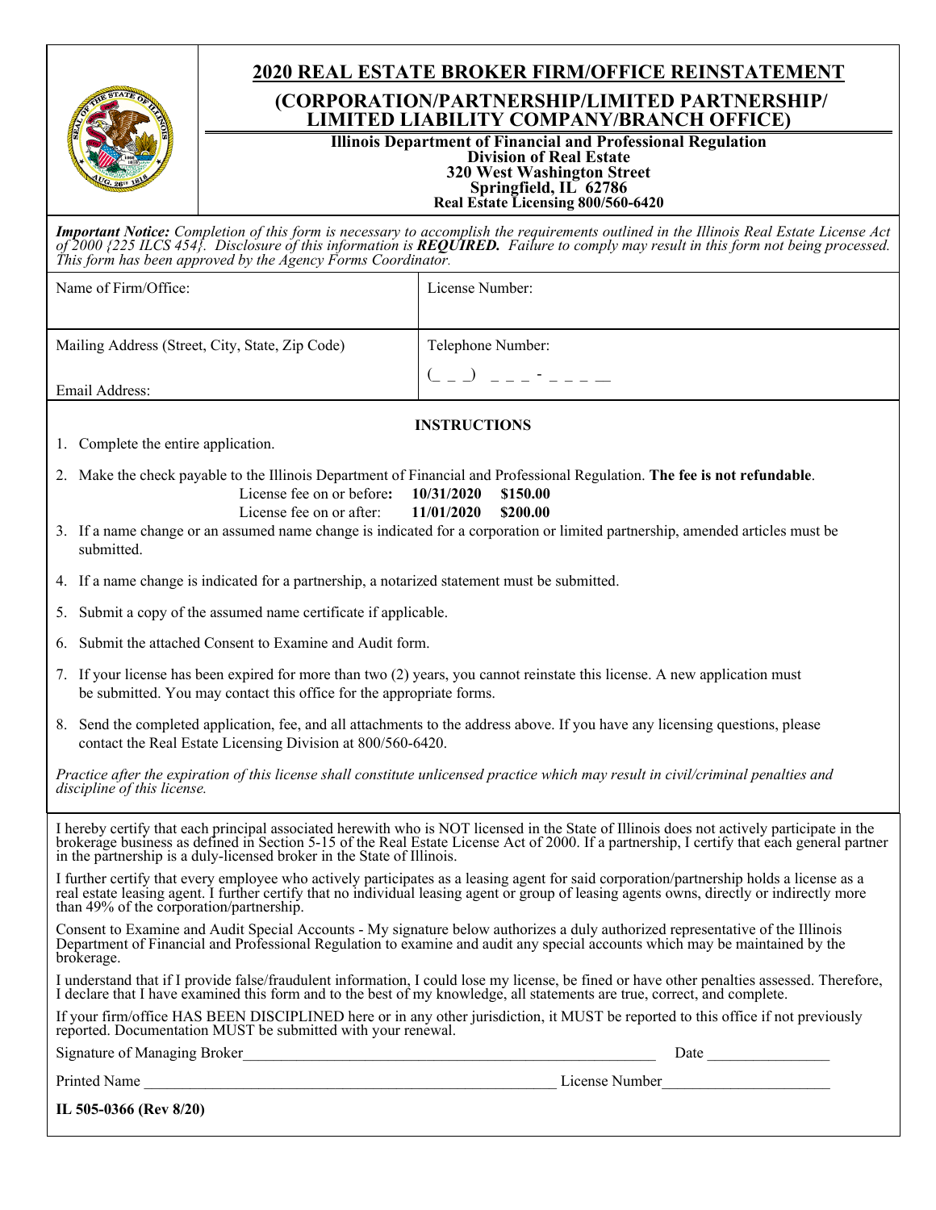# 2020 REAL ESTATE BROKER FIRM/OFFICE REINSTATEMENT

## (CORPORATION/PARTNERSHIP/LIMITED PARTNERSHIP/ LIMITED LIABILITY COMPANY/BRANCH OFFICE)

**Illinois Department of Financial and Professional Regulation**
**Division of Real Estate**
**320 West Washington Street**
**Springfield, IL 62786**
**Real Estate Licensing 800/560-6420**

***Important Notice:*** *Completion of this form is necessary to accomplish the requirements outlined in the Illinois Real Estate License Act of 2000 {225 ILCS 454}. Disclosure of this information is* ***REQUIRED.*** *Failure to comply may result in this form not being processed. This form has been approved by the Agency Forms Coordinator.*

| Name of Firm/Office: | License Number: |
|---|---|
| Mailing Address (Street, City, State, Zip Code)<br><br>Email Address: | Telephone Number:<br>(_ _ _) _ _ _ - _ _ _ _ |

**INSTRUCTIONS**

1. Complete the entire application.
2. Make the check payable to the Illinois Department of Financial and Professional Regulation. **The fee is not refundable**.
   License fee on or before**:** **10/31/2020** **$150.00**
   License fee on or after: **11/01/2020** **$200.00**
3. If a name change or an assumed name change is indicated for a corporation or limited partnership, amended articles must be submitted.
4. If a name change is indicated for a partnership, a notarized statement must be submitted.
5. Submit a copy of the assumed name certificate if applicable.
6. Submit the attached Consent to Examine and Audit form.
7. If your license has been expired for more than two (2) years, you cannot reinstate this license. A new application must be submitted. You may contact this office for the appropriate forms.
8. Send the completed application, fee, and all attachments to the address above. If you have any licensing questions, please contact the Real Estate Licensing Division at 800/560-6420.

*Practice after the expiration of this license shall constitute unlicensed practice which may result in civil/criminal penalties and discipline of this license.*

I hereby certify that each principal associated herewith who is NOT licensed in the State of Illinois does not actively participate in the brokerage business as defined in Section 5-15 of the Real Estate License Act of 2000. If a partnership, I certify that each general partner in the partnership is a duly-licensed broker in the State of Illinois.

I further certify that every employee who actively participates as a leasing agent for said corporation/partnership holds a license as a real estate leasing agent. I further certify that no individual leasing agent or group of leasing agents owns, directly or indirectly more than 49% of the corporation/partnership.

Consent to Examine and Audit Special Accounts - My signature below authorizes a duly authorized representative of the Illinois Department of Financial and Professional Regulation to examine and audit any special accounts which may be maintained by the brokerage.

I understand that if I provide false/fraudulent information, I could lose my license, be fined or have other penalties assessed. Therefore, I declare that I have examined this form and to the best of my knowledge, all statements are true, correct, and complete.

If your firm/office HAS BEEN DISCIPLINED here or in any other jurisdiction, it MUST be reported to this office if not previously reported. Documentation MUST be submitted with your renewal.

Signature of Managing Broker_______________________________________________ Date ________________

Printed Name _______________________________________________ License Number______________________

**IL 505-0366 (Rev 8/20)**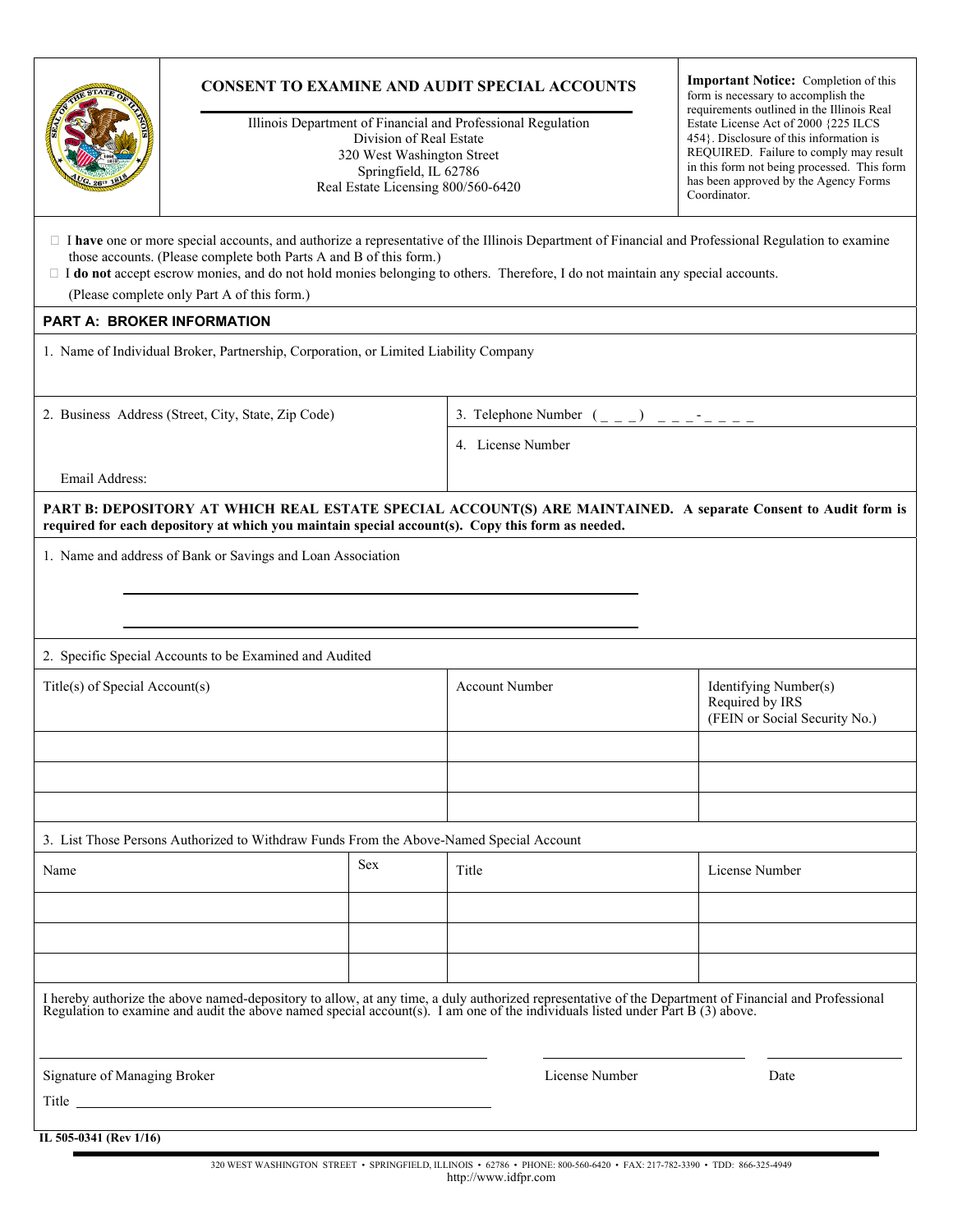# CONSENT TO EXAMINE AND AUDIT SPECIAL ACCOUNTS

Illinois Department of Financial and Professional Regulation
Division of Real Estate
320 West Washington Street
Springfield, IL 62786
Real Estate Licensing 800/560-6420

**Important Notice:** Completion of this form is necessary to accomplish the requirements outlined in the Illinois Real Estate License Act of 2000 {225 ILCS 454}. Disclosure of this information is REQUIRED. Failure to comply may result in this form not being processed. This form has been approved by the Agency Forms Coordinator.

☐ I **have** one or more special accounts, and authorize a representative of the Illinois Department of Financial and Professional Regulation to examine those accounts. (Please complete both Parts A and B of this form.)

☐ I **do not** accept escrow monies, and do not hold monies belonging to others. Therefore, I do not maintain any special accounts.
(Please complete only Part A of this form.)

## PART A: BROKER INFORMATION

1. Name of Individual Broker, Partnership, Corporation, or Limited Liability Company

2. Business Address (Street, City, State, Zip Code)

Email Address:

3. Telephone Number ( _ _ _ ) _ _ _-_ _ _ _

4. License Number

## PART B: DEPOSITORY AT WHICH REAL ESTATE SPECIAL ACCOUNT(S) ARE MAINTAINED. A separate Consent to Audit form is required for each depository at which you maintain special account(s). Copy this form as needed.

1. Name and address of Bank or Savings and Loan Association

______________________________________________

______________________________________________

2. Specific Special Accounts to be Examined and Audited

| Title(s) of Special Account(s) | Account Number | Identifying Number(s) Required by IRS (FEIN or Social Security No.) |
|---|---|---|
| | | |
| | | |
| | | |

3. List Those Persons Authorized to Withdraw Funds From the Above-Named Special Account

| Name | Sex | Title | License Number |
|---|---|---|---|
| | | | |
| | | | |
| | | | |

I hereby authorize the above named-depository to allow, at any time, a duly authorized representative of the Department of Financial and Professional Regulation to examine and audit the above named special account(s). I am one of the individuals listed under Part B (3) above.

______________________________ ______________ ______________
Signature of Managing Broker License Number Date

Title ______________________________

IL 505-0341 (Rev 1/16)

320 WEST WASHINGTON STREET • SPRINGFIELD, ILLINOIS • 62786 • PHONE: 800-560-6420 • FAX: 217-782-3390 • TDD: 866-325-4949
http://www.idfpr.com